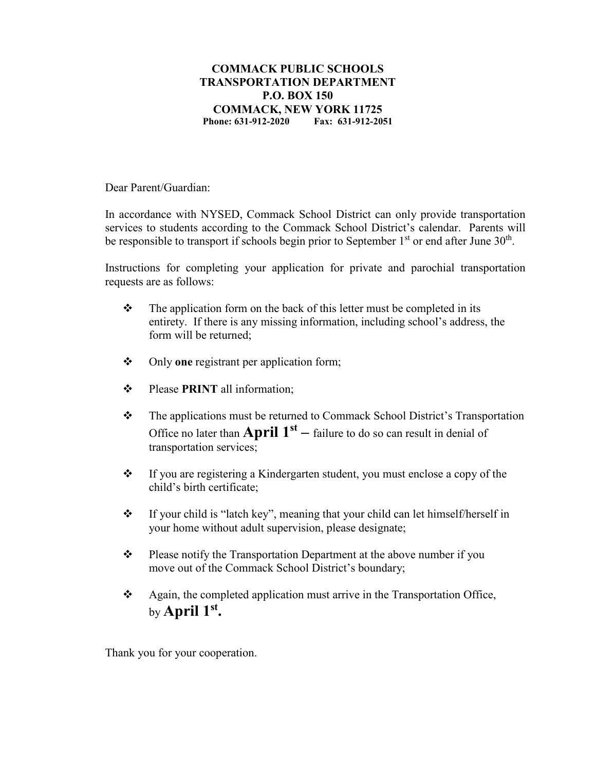**COMMACK PUBLIC SCHOOLS**
**TRANSPORTATION DEPARTMENT**
**P.O. BOX 150**
**COMMACK, NEW YORK 11725**
**Phone: 631-912-2020 Fax: 631-912-2051**

Dear Parent/Guardian:

In accordance with NYSED, Commack School District can only provide transportation services to students according to the Commack School District's calendar. Parents will be responsible to transport if schools begin prior to September 1st or end after June 30th.

Instructions for completing your application for private and parochial transportation requests are as follows:

- The application form on the back of this letter must be completed in its entirety. If there is any missing information, including school's address, the form will be returned;
- Only **one** registrant per application form;
- Please **PRINT** all information;
- The applications must be returned to Commack School District's Transportation Office no later than **April 1st** – failure to do so can result in denial of transportation services;
- If you are registering a Kindergarten student, you must enclose a copy of the child's birth certificate;
- If your child is "latch key", meaning that your child can let himself/herself in your home without adult supervision, please designate;
- Please notify the Transportation Department at the above number if you move out of the Commack School District's boundary;
- Again, the completed application must arrive in the Transportation Office, by **April 1st.**

Thank you for your cooperation.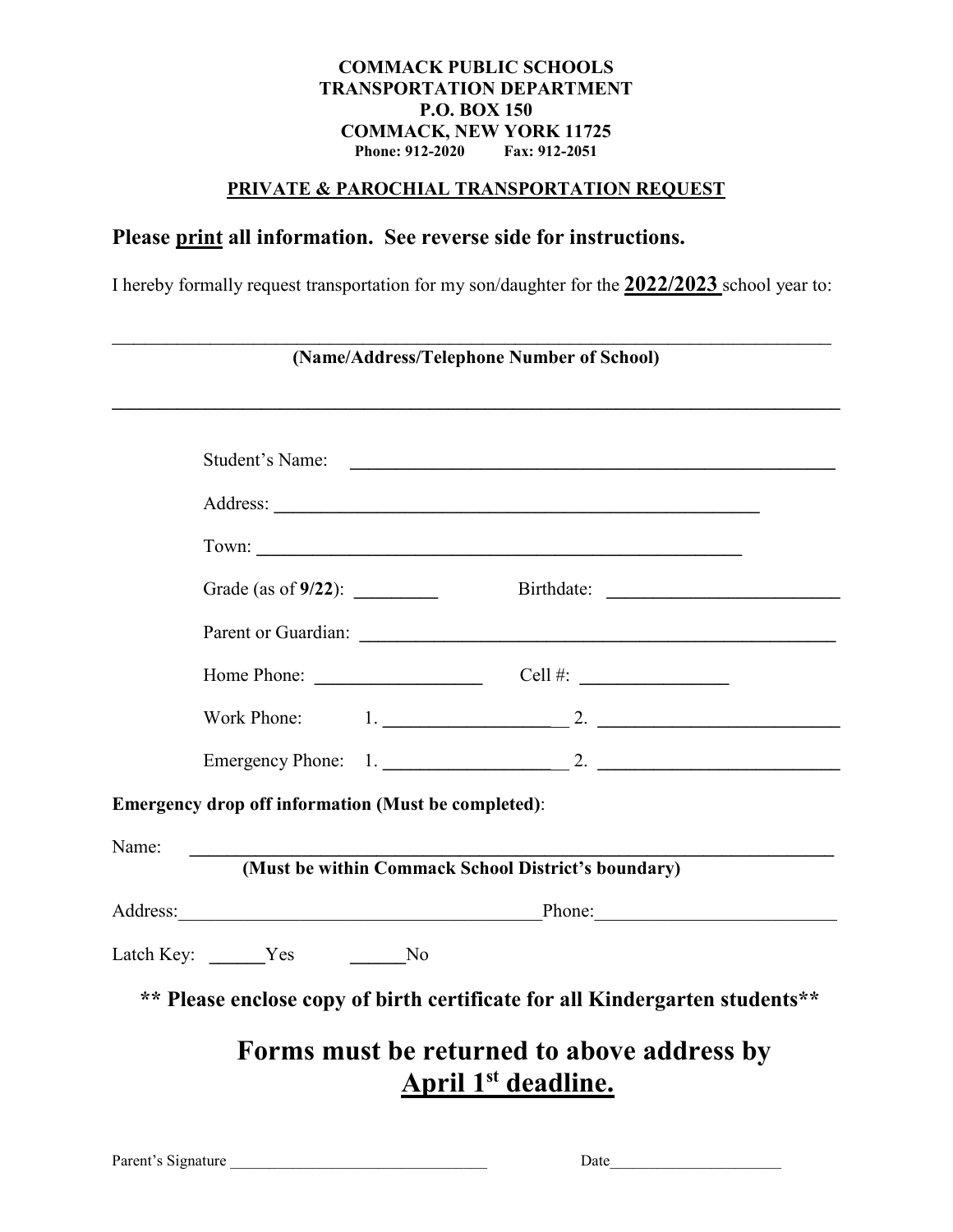**COMMACK PUBLIC SCHOOLS**
**TRANSPORTATION DEPARTMENT**
**P.O. BOX 150**
**COMMACK, NEW YORK 11725**
**Phone: 912-2020 Fax: 912-2051**

**PRIVATE & PAROCHIAL TRANSPORTATION REQUEST**

## Please print all information. See reverse side for instructions.

I hereby formally request transportation for my son/daughter for the **2022/2023** school year to:

___________________________________________________________________________

**(Name/Address/Telephone Number of School)**

___________________________________________________________________________

Student's Name: ____________________________________________________

Address: ____________________________________________________

Town: ____________________________________________________

Grade (as of **9/22**): _________ Birthdate: _________________________

Parent or Guardian: ____________________________________________________

Home Phone: _________________ Cell #: ________________

Work Phone: 1. ____________________ 2. _________________________

Emergency Phone: 1. ____________________ 2. _________________________

**Emergency drop off information (Must be completed)**:

Name: ____________________________________________________

**(Must be within Commack School District's boundary)**

Address: ______________________________________ Phone: _________________________

Latch Key: ______Yes ______No

**\*\* Please enclose copy of birth certificate for all Kindergarten students\*\***

# Forms must be returned to above address by April 1st deadline.

Parent's Signature ________________________________ Date______________________